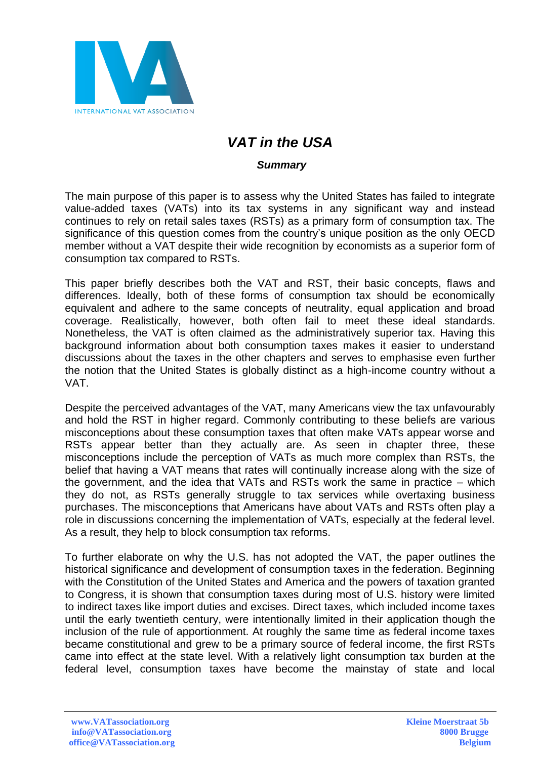# *VAT in the USA*

***Summary***

The main purpose of this paper is to assess why the United States has failed to integrate value-added taxes (VATs) into its tax systems in any significant way and instead continues to rely on retail sales taxes (RSTs) as a primary form of consumption tax. The significance of this question comes from the country's unique position as the only OECD member without a VAT despite their wide recognition by economists as a superior form of consumption tax compared to RSTs.

This paper briefly describes both the VAT and RST, their basic concepts, flaws and differences. Ideally, both of these forms of consumption tax should be economically equivalent and adhere to the same concepts of neutrality, equal application and broad coverage. Realistically, however, both often fail to meet these ideal standards. Nonetheless, the VAT is often claimed as the administratively superior tax. Having this background information about both consumption taxes makes it easier to understand discussions about the taxes in the other chapters and serves to emphasise even further the notion that the United States is globally distinct as a high-income country without a VAT.

Despite the perceived advantages of the VAT, many Americans view the tax unfavourably and hold the RST in higher regard. Commonly contributing to these beliefs are various misconceptions about these consumption taxes that often make VATs appear worse and RSTs appear better than they actually are. As seen in chapter three, these misconceptions include the perception of VATs as much more complex than RSTs, the belief that having a VAT means that rates will continually increase along with the size of the government, and the idea that VATs and RSTs work the same in practice – which they do not, as RSTs generally struggle to tax services while overtaxing business purchases. The misconceptions that Americans have about VATs and RSTs often play a role in discussions concerning the implementation of VATs, especially at the federal level. As a result, they help to block consumption tax reforms.

To further elaborate on why the U.S. has not adopted the VAT, the paper outlines the historical significance and development of consumption taxes in the federation. Beginning with the Constitution of the United States and America and the powers of taxation granted to Congress, it is shown that consumption taxes during most of U.S. history were limited to indirect taxes like import duties and excises. Direct taxes, which included income taxes until the early twentieth century, were intentionally limited in their application though the inclusion of the rule of apportionment. At roughly the same time as federal income taxes became constitutional and grew to be a primary source of federal income, the first RSTs came into effect at the state level. With a relatively light consumption tax burden at the federal level, consumption taxes have become the mainstay of state and local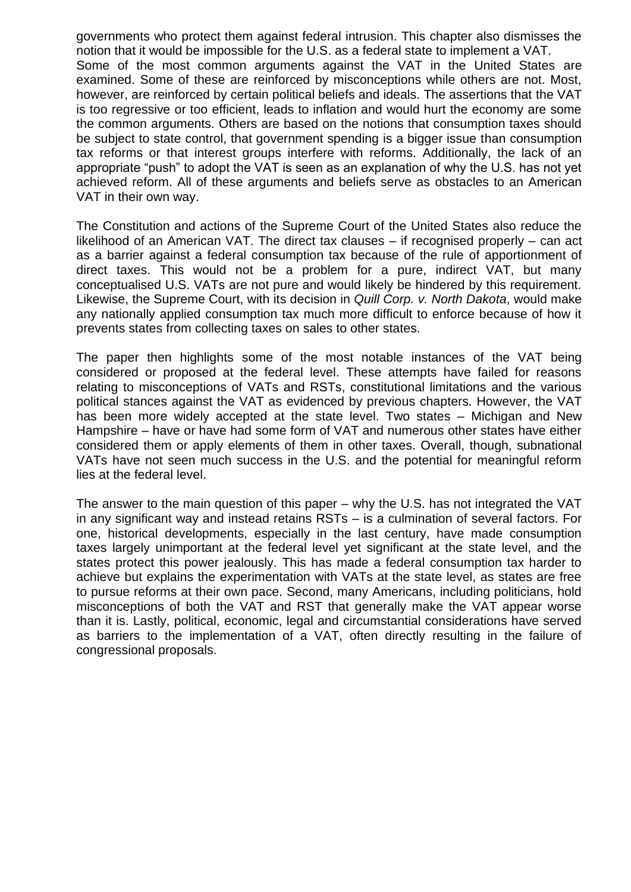governments who protect them against federal intrusion. This chapter also dismisses the notion that it would be impossible for the U.S. as a federal state to implement a VAT.
Some of the most common arguments against the VAT in the United States are examined. Some of these are reinforced by misconceptions while others are not. Most, however, are reinforced by certain political beliefs and ideals. The assertions that the VAT is too regressive or too efficient, leads to inflation and would hurt the economy are some the common arguments. Others are based on the notions that consumption taxes should be subject to state control, that government spending is a bigger issue than consumption tax reforms or that interest groups interfere with reforms. Additionally, the lack of an appropriate "push" to adopt the VAT is seen as an explanation of why the U.S. has not yet achieved reform. All of these arguments and beliefs serve as obstacles to an American VAT in their own way.

The Constitution and actions of the Supreme Court of the United States also reduce the likelihood of an American VAT. The direct tax clauses – if recognised properly – can act as a barrier against a federal consumption tax because of the rule of apportionment of direct taxes. This would not be a problem for a pure, indirect VAT, but many conceptualised U.S. VATs are not pure and would likely be hindered by this requirement. Likewise, the Supreme Court, with its decision in *Quill Corp. v. North Dakota*, would make any nationally applied consumption tax much more difficult to enforce because of how it prevents states from collecting taxes on sales to other states.

The paper then highlights some of the most notable instances of the VAT being considered or proposed at the federal level. These attempts have failed for reasons relating to misconceptions of VATs and RSTs, constitutional limitations and the various political stances against the VAT as evidenced by previous chapters. However, the VAT has been more widely accepted at the state level. Two states – Michigan and New Hampshire – have or have had some form of VAT and numerous other states have either considered them or apply elements of them in other taxes. Overall, though, subnational VATs have not seen much success in the U.S. and the potential for meaningful reform lies at the federal level.

The answer to the main question of this paper – why the U.S. has not integrated the VAT in any significant way and instead retains RSTs – is a culmination of several factors. For one, historical developments, especially in the last century, have made consumption taxes largely unimportant at the federal level yet significant at the state level, and the states protect this power jealously. This has made a federal consumption tax harder to achieve but explains the experimentation with VATs at the state level, as states are free to pursue reforms at their own pace. Second, many Americans, including politicians, hold misconceptions of both the VAT and RST that generally make the VAT appear worse than it is. Lastly, political, economic, legal and circumstantial considerations have served as barriers to the implementation of a VAT, often directly resulting in the failure of congressional proposals.